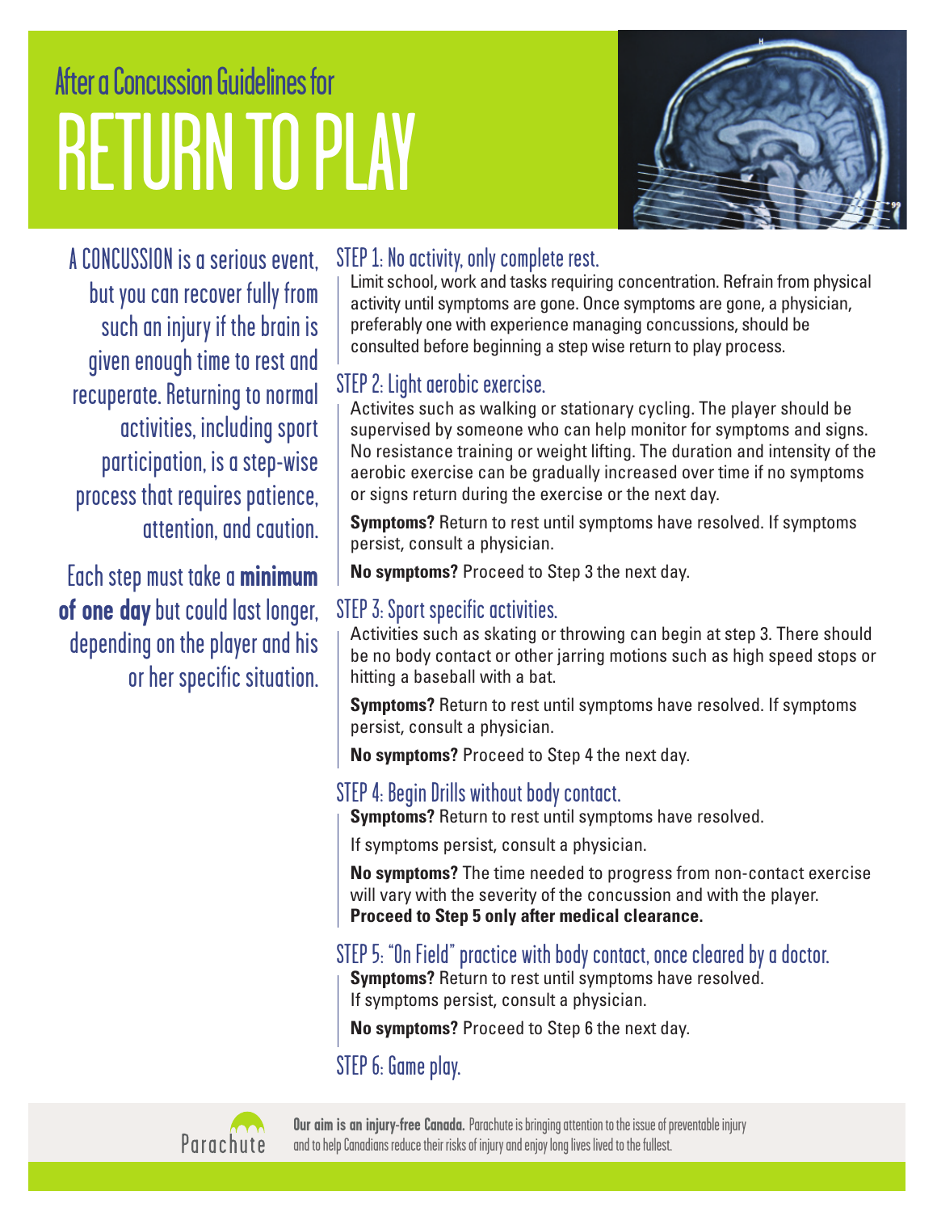# After a Concussion Guidelines for RETURN TO PLAY

A CONCUSSION is a serious event, but you can recover fully from such an injury if the brain is given enough time to rest and recuperate. Returning to normal activities, including sport participation, is a step-wise process that requires patience, attention, and caution.

Each step must take a **minimum of one day** but could last longer, depending on the player and his or her specific situation.

## STEP 1: No activity, only complete rest.

Limit school, work and tasks requiring concentration. Refrain from physical activity until symptoms are gone. Once symptoms are gone, a physician, preferably one with experience managing concussions, should be consulted before beginning a step wise return to play process.

## STEP 2: Light aerobic exercise.

Activites such as walking or stationary cycling. The player should be supervised by someone who can help monitor for symptoms and signs. No resistance training or weight lifting. The duration and intensity of the aerobic exercise can be gradually increased over time if no symptoms or signs return during the exercise or the next day.

**Symptoms?** Return to rest until symptoms have resolved. If symptoms persist, consult a physician.

**No symptoms?** Proceed to Step 3 the next day.

## STEP 3: Sport specific activities.

Activities such as skating or throwing can begin at step 3. There should be no body contact or other jarring motions such as high speed stops or hitting a baseball with a bat.

**Symptoms?** Return to rest until symptoms have resolved. If symptoms persist, consult a physician.

**No symptoms?** Proceed to Step 4 the next day.

## STEP 4: Begin Drills without body contact.

**Symptoms?** Return to rest until symptoms have resolved.

If symptoms persist, consult a physician.

**No symptoms?** The time needed to progress from non-contact exercise will vary with the severity of the concussion and with the player. **Proceed to Step 5 only after medical clearance.**

## STEP 5: "On Field" practice with body contact, once cleared by a doctor.

**Symptoms?** Return to rest until symptoms have resolved. If symptoms persist, consult a physician.

**No symptoms?** Proceed to Step 6 the next day.

## STEP 6: Game play.

Parachute

**Our aim is an injury-free Canada.** Parachute is bringing attention to the issue of preventable injury and to help Canadians reduce their risks of injury and enjoy long lives lived to the fullest.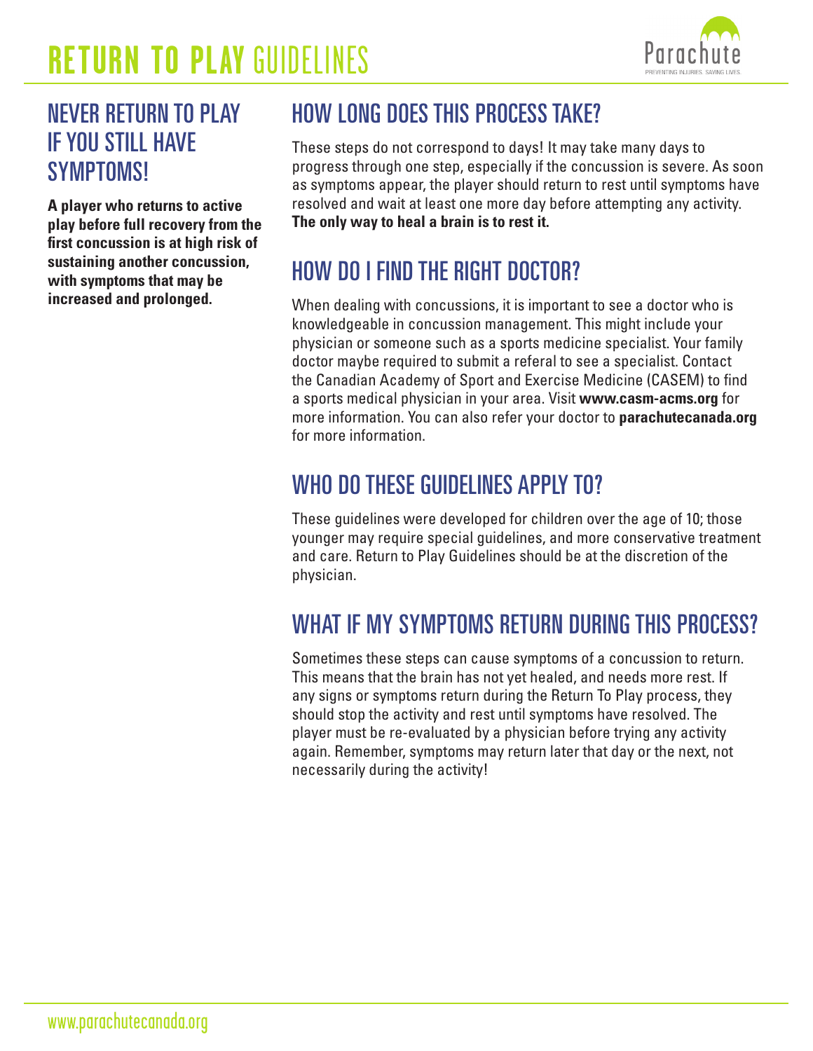# RETURN TO PLAY GUIDELINES

## NEVER RETURN TO PLAY IF YOU STILL HAVE SYMPTOMS!

**A player who returns to active play before full recovery from the first concussion is at high risk of sustaining another concussion, with symptoms that may be increased and prolonged.**

## HOW LONG DOES THIS PROCESS TAKE?

These steps do not correspond to days! It may take many days to progress through one step, especially if the concussion is severe. As soon as symptoms appear, the player should return to rest until symptoms have resolved and wait at least one more day before attempting any activity. **The only way to heal a brain is to rest it.**

## HOW DO I FIND THE RIGHT DOCTOR?

When dealing with concussions, it is important to see a doctor who is knowledgeable in concussion management. This might include your physician or someone such as a sports medicine specialist. Your family doctor maybe required to submit a referal to see a specialist. Contact the Canadian Academy of Sport and Exercise Medicine (CASEM) to find a sports medical physician in your area. Visit **www.casm-acms.org** for more information. You can also refer your doctor to **parachutecanada.org** for more information.

## WHO DO THESE GUIDELINES APPLY TO?

These guidelines were developed for children over the age of 10; those younger may require special guidelines, and more conservative treatment and care. Return to Play Guidelines should be at the discretion of the physician.

## WHAT IF MY SYMPTOMS RETURN DURING THIS PROCESS?

Sometimes these steps can cause symptoms of a concussion to return. This means that the brain has not yet healed, and needs more rest. If any signs or symptoms return during the Return To Play process, they should stop the activity and rest until symptoms have resolved. The player must be re-evaluated by a physician before trying any activity again. Remember, symptoms may return later that day or the next, not necessarily during the activity!